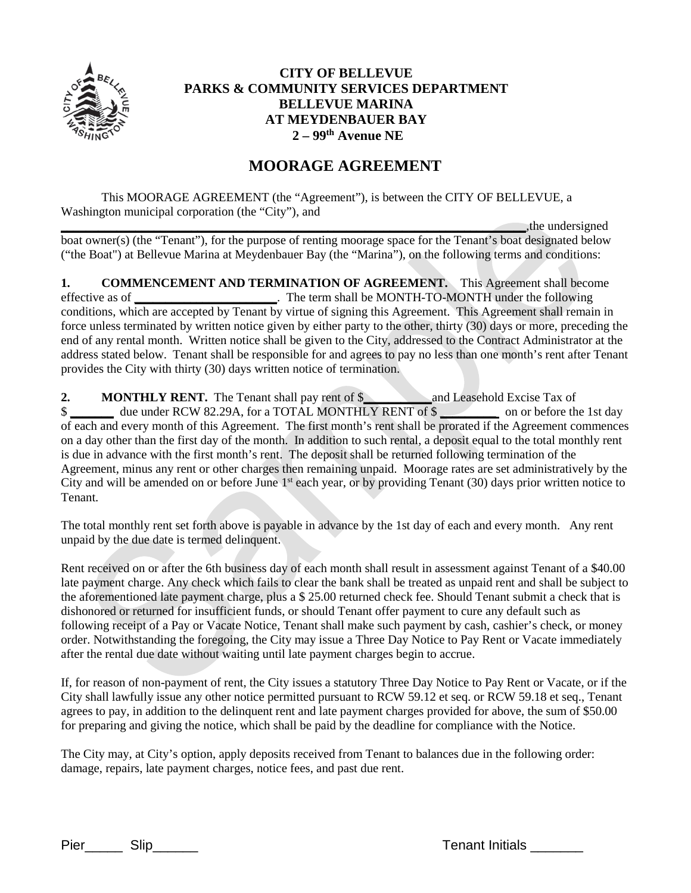**CITY OF BELLEVUE**
**PARKS & COMMUNITY SERVICES DEPARTMENT**
**BELLEVUE MARINA**
**AT MEYDENBAUER BAY**
**2 – 99th Avenue NE**

# MOORAGE AGREEMENT

This MOORAGE AGREEMENT (the "Agreement"), is between the CITY OF BELLEVUE, a Washington municipal corporation (the "City"), and ______________________________________________________________,the undersigned boat owner(s) (the "Tenant"), for the purpose of renting moorage space for the Tenant's boat designated below ("the Boat") at Bellevue Marina at Meydenbauer Bay (the "Marina"), on the following terms and conditions:

**1. COMMENCEMENT AND TERMINATION OF AGREEMENT.** This Agreement shall become effective as of ______________________. The term shall be MONTH-TO-MONTH under the following conditions, which are accepted by Tenant by virtue of signing this Agreement. This Agreement shall remain in force unless terminated by written notice given by either party to the other, thirty (30) days or more, preceding the end of any rental month. Written notice shall be given to the City, addressed to the Contract Administrator at the address stated below. Tenant shall be responsible for and agrees to pay no less than one month's rent after Tenant provides the City with thirty (30) days written notice of termination.

**2. MONTHLY RENT.** The Tenant shall pay rent of $__________ and Leasehold Excise Tax of $ _______ due under RCW 82.29A, for a TOTAL MONTHLY RENT of $ _________ on or before the 1st day of each and every month of this Agreement. The first month's rent shall be prorated if the Agreement commences on a day other than the first day of the month. In addition to such rental, a deposit equal to the total monthly rent is due in advance with the first month's rent. The deposit shall be returned following termination of the Agreement, minus any rent or other charges then remaining unpaid. Moorage rates are set administratively by the City and will be amended on or before June 1st each year, or by providing Tenant (30) days prior written notice to Tenant.

The total monthly rent set forth above is payable in advance by the 1st day of each and every month. Any rent unpaid by the due date is termed delinquent.

Rent received on or after the 6th business day of each month shall result in assessment against Tenant of a $40.00 late payment charge. Any check which fails to clear the bank shall be treated as unpaid rent and shall be subject to the aforementioned late payment charge, plus a $ 25.00 returned check fee. Should Tenant submit a check that is dishonored or returned for insufficient funds, or should Tenant offer payment to cure any default such as following receipt of a Pay or Vacate Notice, Tenant shall make such payment by cash, cashier's check, or money order. Notwithstanding the foregoing, the City may issue a Three Day Notice to Pay Rent or Vacate immediately after the rental due date without waiting until late payment charges begin to accrue.

If, for reason of non-payment of rent, the City issues a statutory Three Day Notice to Pay Rent or Vacate, or if the City shall lawfully issue any other notice permitted pursuant to RCW 59.12 et seq. or RCW 59.18 et seq., Tenant agrees to pay, in addition to the delinquent rent and late payment charges provided for above, the sum of $50.00 for preparing and giving the notice, which shall be paid by the deadline for compliance with the Notice.

The City may, at City's option, apply deposits received from Tenant to balances due in the following order: damage, repairs, late payment charges, notice fees, and past due rent.

Pier_____ Slip______ Tenant Initials _______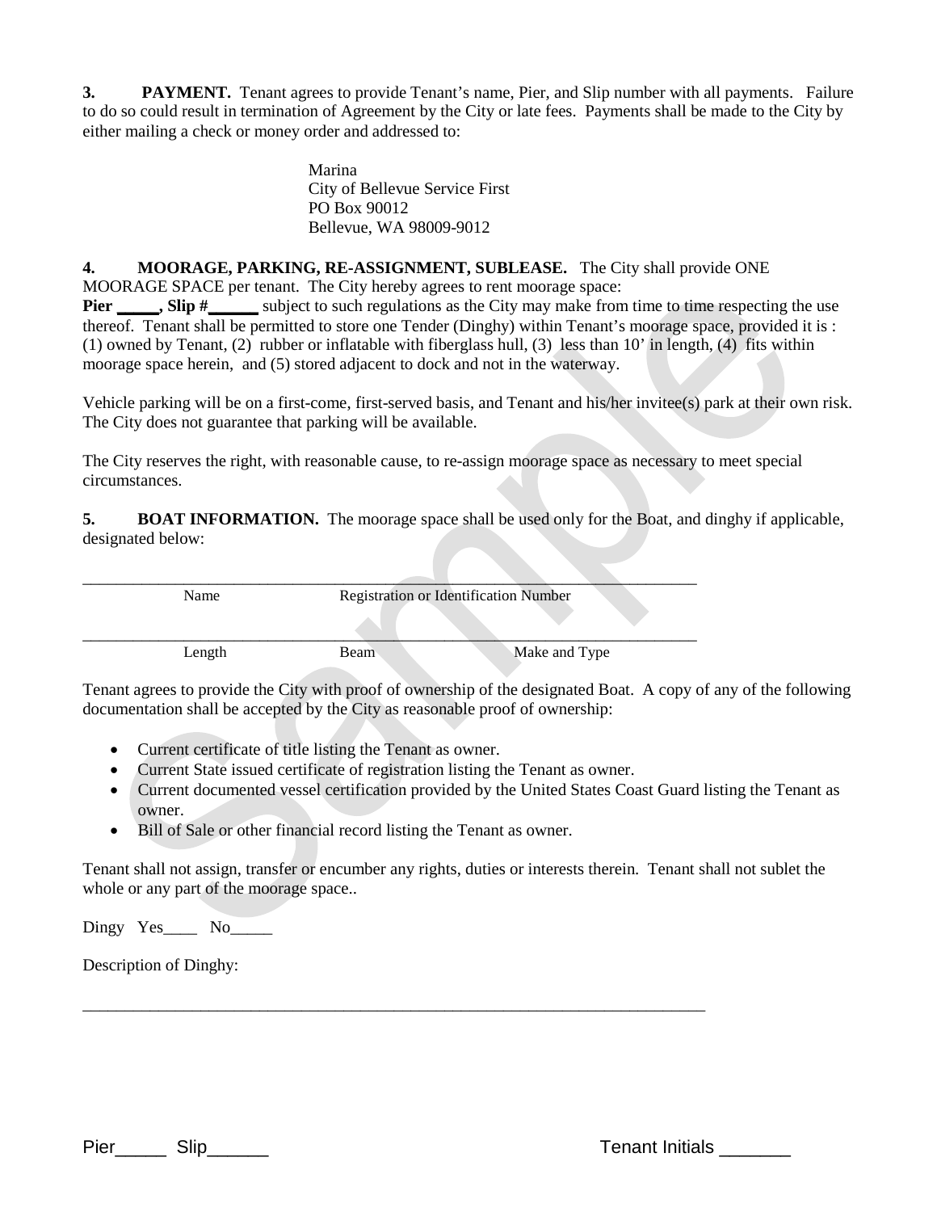**3. PAYMENT.** Tenant agrees to provide Tenant's name, Pier, and Slip number with all payments. Failure to do so could result in termination of Agreement by the City or late fees. Payments shall be made to the City by either mailing a check or money order and addressed to:

Marina
City of Bellevue Service First
PO Box 90012
Bellevue, WA 98009-9012

**4. MOORAGE, PARKING, RE-ASSIGNMENT, SUBLEASE.** The City shall provide ONE MOORAGE SPACE per tenant. The City hereby agrees to rent moorage space:
**Pier _____, Slip #______** subject to such regulations as the City may make from time to time respecting the use thereof. Tenant shall be permitted to store one Tender (Dinghy) within Tenant's moorage space, provided it is : (1) owned by Tenant, (2) rubber or inflatable with fiberglass hull, (3) less than 10' in length, (4) fits within moorage space herein, and (5) stored adjacent to dock and not in the waterway.

Vehicle parking will be on a first-come, first-served basis, and Tenant and his/her invitee(s) park at their own risk. The City does not guarantee that parking will be available.

The City reserves the right, with reasonable cause, to re-assign moorage space as necessary to meet special circumstances.

**5. BOAT INFORMATION.** The moorage space shall be used only for the Boat, and dinghy if applicable, designated below:

______________________________________________________________________________
Name                    Registration or Identification Number

______________________________________________________________________________
Length                    Beam                    Make and Type

Tenant agrees to provide the City with proof of ownership of the designated Boat. A copy of any of the following documentation shall be accepted by the City as reasonable proof of ownership:

- Current certificate of title listing the Tenant as owner.
- Current State issued certificate of registration listing the Tenant as owner.
- Current documented vessel certification provided by the United States Coast Guard listing the Tenant as owner.
- Bill of Sale or other financial record listing the Tenant as owner.

Tenant shall not assign, transfer or encumber any rights, duties or interests therein. Tenant shall not sublet the whole or any part of the moorage space..

Dingy Yes____ No_____

Description of Dinghy:

______________________________________________________________________________

Pier_____ Slip______                                                            Tenant Initials _______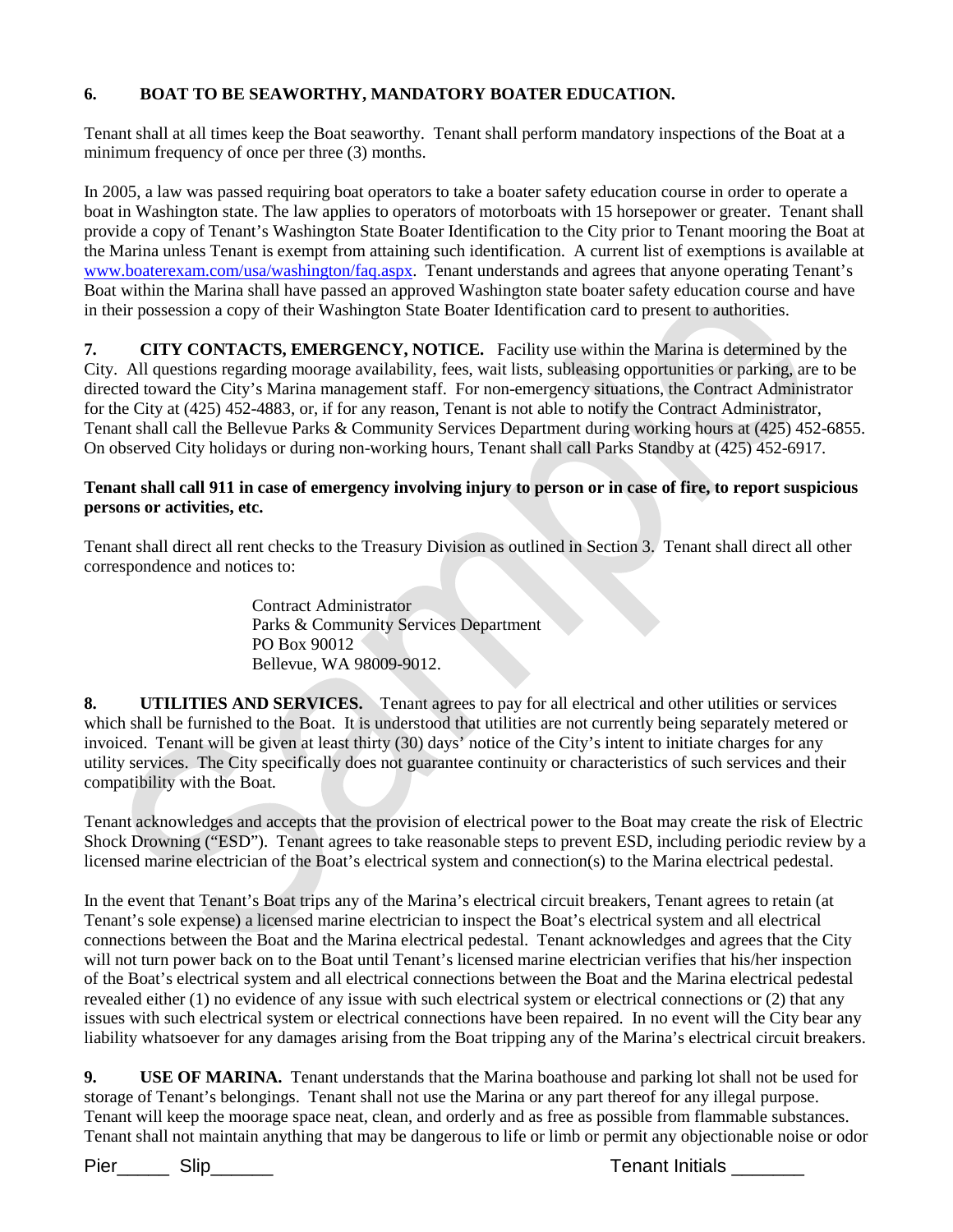**6. BOAT TO BE SEAWORTHY, MANDATORY BOATER EDUCATION.**

Tenant shall at all times keep the Boat seaworthy. Tenant shall perform mandatory inspections of the Boat at a minimum frequency of once per three (3) months.

In 2005, a law was passed requiring boat operators to take a boater safety education course in order to operate a boat in Washington state. The law applies to operators of motorboats with 15 horsepower or greater. Tenant shall provide a copy of Tenant's Washington State Boater Identification to the City prior to Tenant mooring the Boat at the Marina unless Tenant is exempt from attaining such identification. A current list of exemptions is available at www.boaterexam.com/usa/washington/faq.aspx. Tenant understands and agrees that anyone operating Tenant's Boat within the Marina shall have passed an approved Washington state boater safety education course and have in their possession a copy of their Washington State Boater Identification card to present to authorities.

**7. CITY CONTACTS, EMERGENCY, NOTICE.** Facility use within the Marina is determined by the City. All questions regarding moorage availability, fees, wait lists, subleasing opportunities or parking, are to be directed toward the City's Marina management staff. For non-emergency situations, the Contract Administrator for the City at (425) 452-4883, or, if for any reason, Tenant is not able to notify the Contract Administrator, Tenant shall call the Bellevue Parks & Community Services Department during working hours at (425) 452-6855. On observed City holidays or during non-working hours, Tenant shall call Parks Standby at (425) 452-6917.

**Tenant shall call 911 in case of emergency involving injury to person or in case of fire, to report suspicious persons or activities, etc.**

Tenant shall direct all rent checks to the Treasury Division as outlined in Section 3. Tenant shall direct all other correspondence and notices to:

Contract Administrator
Parks & Community Services Department
PO Box 90012
Bellevue, WA 98009-9012.

**8. UTILITIES AND SERVICES.** Tenant agrees to pay for all electrical and other utilities or services which shall be furnished to the Boat. It is understood that utilities are not currently being separately metered or invoiced. Tenant will be given at least thirty (30) days' notice of the City's intent to initiate charges for any utility services. The City specifically does not guarantee continuity or characteristics of such services and their compatibility with the Boat.

Tenant acknowledges and accepts that the provision of electrical power to the Boat may create the risk of Electric Shock Drowning ("ESD"). Tenant agrees to take reasonable steps to prevent ESD, including periodic review by a licensed marine electrician of the Boat's electrical system and connection(s) to the Marina electrical pedestal.

In the event that Tenant's Boat trips any of the Marina's electrical circuit breakers, Tenant agrees to retain (at Tenant's sole expense) a licensed marine electrician to inspect the Boat's electrical system and all electrical connections between the Boat and the Marina electrical pedestal. Tenant acknowledges and agrees that the City will not turn power back on to the Boat until Tenant's licensed marine electrician verifies that his/her inspection of the Boat's electrical system and all electrical connections between the Boat and the Marina electrical pedestal revealed either (1) no evidence of any issue with such electrical system or electrical connections or (2) that any issues with such electrical system or electrical connections have been repaired. In no event will the City bear any liability whatsoever for any damages arising from the Boat tripping any of the Marina's electrical circuit breakers.

**9. USE OF MARINA.** Tenant understands that the Marina boathouse and parking lot shall not be used for storage of Tenant's belongings. Tenant shall not use the Marina or any part thereof for any illegal purpose. Tenant will keep the moorage space neat, clean, and orderly and as free as possible from flammable substances. Tenant shall not maintain anything that may be dangerous to life or limb or permit any objectionable noise or odor

Pier_____ Slip______ Tenant Initials _______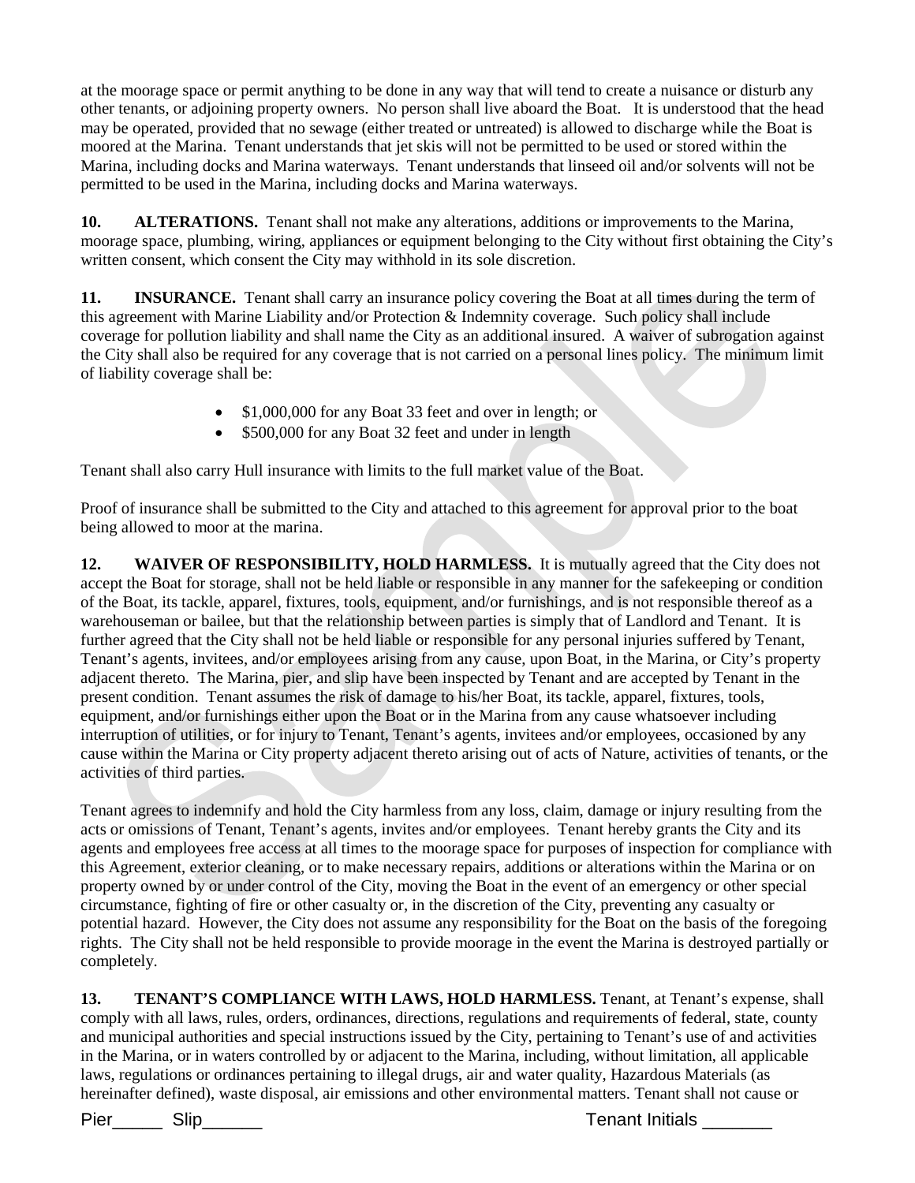at the moorage space or permit anything to be done in any way that will tend to create a nuisance or disturb any other tenants, or adjoining property owners. No person shall live aboard the Boat. It is understood that the head may be operated, provided that no sewage (either treated or untreated) is allowed to discharge while the Boat is moored at the Marina. Tenant understands that jet skis will not be permitted to be used or stored within the Marina, including docks and Marina waterways. Tenant understands that linseed oil and/or solvents will not be permitted to be used in the Marina, including docks and Marina waterways.

**10. ALTERATIONS.** Tenant shall not make any alterations, additions or improvements to the Marina, moorage space, plumbing, wiring, appliances or equipment belonging to the City without first obtaining the City's written consent, which consent the City may withhold in its sole discretion.

**11. INSURANCE.** Tenant shall carry an insurance policy covering the Boat at all times during the term of this agreement with Marine Liability and/or Protection & Indemnity coverage. Such policy shall include coverage for pollution liability and shall name the City as an additional insured. A waiver of subrogation against the City shall also be required for any coverage that is not carried on a personal lines policy. The minimum limit of liability coverage shall be:

- $1,000,000 for any Boat 33 feet and over in length; or
- $500,000 for any Boat 32 feet and under in length

Tenant shall also carry Hull insurance with limits to the full market value of the Boat.

Proof of insurance shall be submitted to the City and attached to this agreement for approval prior to the boat being allowed to moor at the marina.

**12. WAIVER OF RESPONSIBILITY, HOLD HARMLESS.** It is mutually agreed that the City does not accept the Boat for storage, shall not be held liable or responsible in any manner for the safekeeping or condition of the Boat, its tackle, apparel, fixtures, tools, equipment, and/or furnishings, and is not responsible thereof as a warehouseman or bailee, but that the relationship between parties is simply that of Landlord and Tenant. It is further agreed that the City shall not be held liable or responsible for any personal injuries suffered by Tenant, Tenant's agents, invitees, and/or employees arising from any cause, upon Boat, in the Marina, or City's property adjacent thereto. The Marina, pier, and slip have been inspected by Tenant and are accepted by Tenant in the present condition. Tenant assumes the risk of damage to his/her Boat, its tackle, apparel, fixtures, tools, equipment, and/or furnishings either upon the Boat or in the Marina from any cause whatsoever including interruption of utilities, or for injury to Tenant, Tenant's agents, invitees and/or employees, occasioned by any cause within the Marina or City property adjacent thereto arising out of acts of Nature, activities of tenants, or the activities of third parties.

Tenant agrees to indemnify and hold the City harmless from any loss, claim, damage or injury resulting from the acts or omissions of Tenant, Tenant's agents, invites and/or employees. Tenant hereby grants the City and its agents and employees free access at all times to the moorage space for purposes of inspection for compliance with this Agreement, exterior cleaning, or to make necessary repairs, additions or alterations within the Marina or on property owned by or under control of the City, moving the Boat in the event of an emergency or other special circumstance, fighting of fire or other casualty or, in the discretion of the City, preventing any casualty or potential hazard. However, the City does not assume any responsibility for the Boat on the basis of the foregoing rights. The City shall not be held responsible to provide moorage in the event the Marina is destroyed partially or completely.

**13. TENANT'S COMPLIANCE WITH LAWS, HOLD HARMLESS.** Tenant, at Tenant's expense, shall comply with all laws, rules, orders, ordinances, directions, regulations and requirements of federal, state, county and municipal authorities and special instructions issued by the City, pertaining to Tenant's use of and activities in the Marina, or in waters controlled by or adjacent to the Marina, including, without limitation, all applicable laws, regulations or ordinances pertaining to illegal drugs, air and water quality, Hazardous Materials (as hereinafter defined), waste disposal, air emissions and other environmental matters. Tenant shall not cause or

Pier_____ Slip______ Tenant Initials _______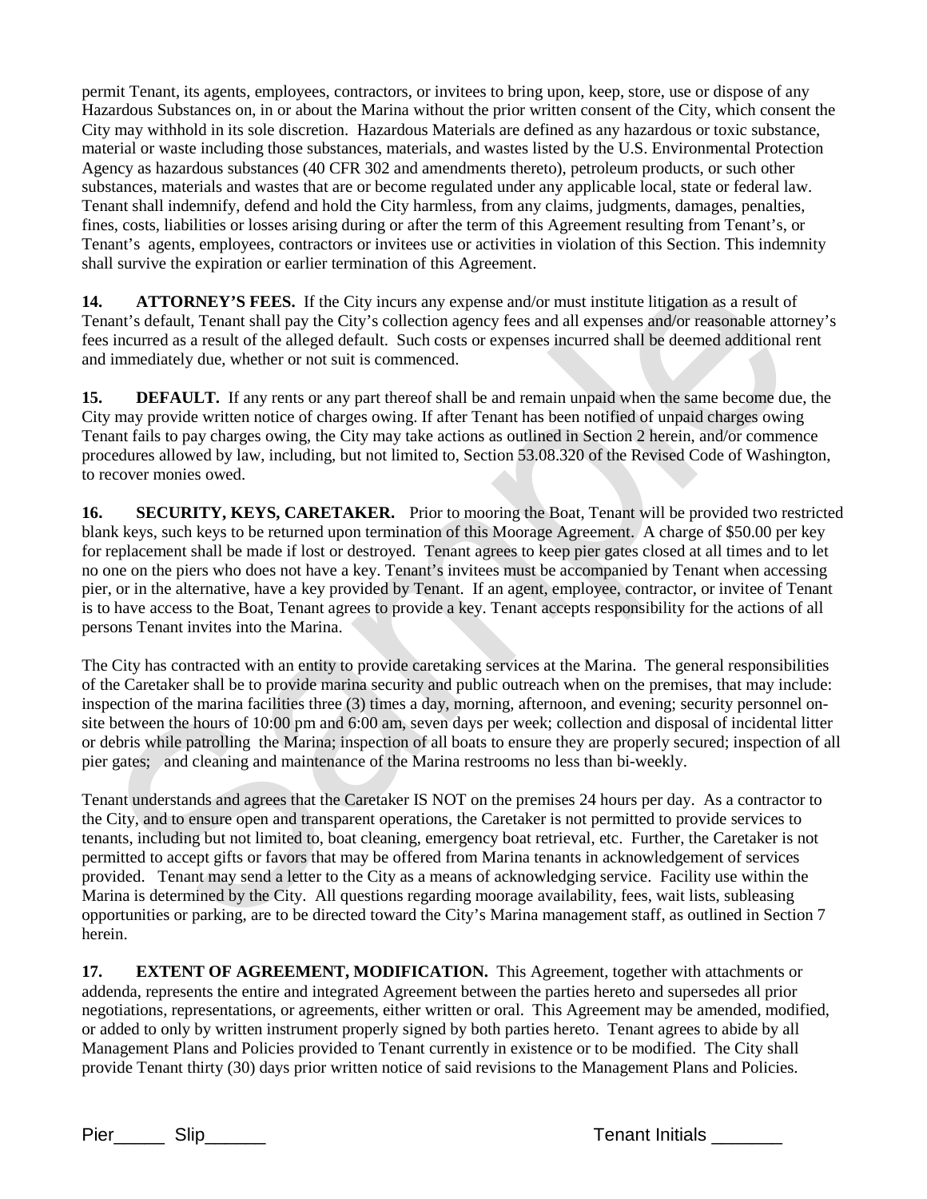permit Tenant, its agents, employees, contractors, or invitees to bring upon, keep, store, use or dispose of any Hazardous Substances on, in or about the Marina without the prior written consent of the City, which consent the City may withhold in its sole discretion. Hazardous Materials are defined as any hazardous or toxic substance, material or waste including those substances, materials, and wastes listed by the U.S. Environmental Protection Agency as hazardous substances (40 CFR 302 and amendments thereto), petroleum products, or such other substances, materials and wastes that are or become regulated under any applicable local, state or federal law. Tenant shall indemnify, defend and hold the City harmless, from any claims, judgments, damages, penalties, fines, costs, liabilities or losses arising during or after the term of this Agreement resulting from Tenant's, or Tenant's agents, employees, contractors or invitees use or activities in violation of this Section. This indemnity shall survive the expiration or earlier termination of this Agreement.

**14. ATTORNEY'S FEES.** If the City incurs any expense and/or must institute litigation as a result of Tenant's default, Tenant shall pay the City's collection agency fees and all expenses and/or reasonable attorney's fees incurred as a result of the alleged default. Such costs or expenses incurred shall be deemed additional rent and immediately due, whether or not suit is commenced.

**15. DEFAULT.** If any rents or any part thereof shall be and remain unpaid when the same become due, the City may provide written notice of charges owing. If after Tenant has been notified of unpaid charges owing Tenant fails to pay charges owing, the City may take actions as outlined in Section 2 herein, and/or commence procedures allowed by law, including, but not limited to, Section 53.08.320 of the Revised Code of Washington, to recover monies owed.

**16. SECURITY, KEYS, CARETAKER.** Prior to mooring the Boat, Tenant will be provided two restricted blank keys, such keys to be returned upon termination of this Moorage Agreement. A charge of $50.00 per key for replacement shall be made if lost or destroyed. Tenant agrees to keep pier gates closed at all times and to let no one on the piers who does not have a key. Tenant's invitees must be accompanied by Tenant when accessing pier, or in the alternative, have a key provided by Tenant. If an agent, employee, contractor, or invitee of Tenant is to have access to the Boat, Tenant agrees to provide a key. Tenant accepts responsibility for the actions of all persons Tenant invites into the Marina.

The City has contracted with an entity to provide caretaking services at the Marina. The general responsibilities of the Caretaker shall be to provide marina security and public outreach when on the premises, that may include: inspection of the marina facilities three (3) times a day, morning, afternoon, and evening; security personnel on-site between the hours of 10:00 pm and 6:00 am, seven days per week; collection and disposal of incidental litter or debris while patrolling the Marina; inspection of all boats to ensure they are properly secured; inspection of all pier gates; and cleaning and maintenance of the Marina restrooms no less than bi-weekly.

Tenant understands and agrees that the Caretaker IS NOT on the premises 24 hours per day. As a contractor to the City, and to ensure open and transparent operations, the Caretaker is not permitted to provide services to tenants, including but not limited to, boat cleaning, emergency boat retrieval, etc. Further, the Caretaker is not permitted to accept gifts or favors that may be offered from Marina tenants in acknowledgement of services provided. Tenant may send a letter to the City as a means of acknowledging service. Facility use within the Marina is determined by the City. All questions regarding moorage availability, fees, wait lists, subleasing opportunities or parking, are to be directed toward the City's Marina management staff, as outlined in Section 7 herein.

**17. EXTENT OF AGREEMENT, MODIFICATION.** This Agreement, together with attachments or addenda, represents the entire and integrated Agreement between the parties hereto and supersedes all prior negotiations, representations, or agreements, either written or oral. This Agreement may be amended, modified, or added to only by written instrument properly signed by both parties hereto. Tenant agrees to abide by all Management Plans and Policies provided to Tenant currently in existence or to be modified. The City shall provide Tenant thirty (30) days prior written notice of said revisions to the Management Plans and Policies.

Pier_____ Slip______ Tenant Initials _______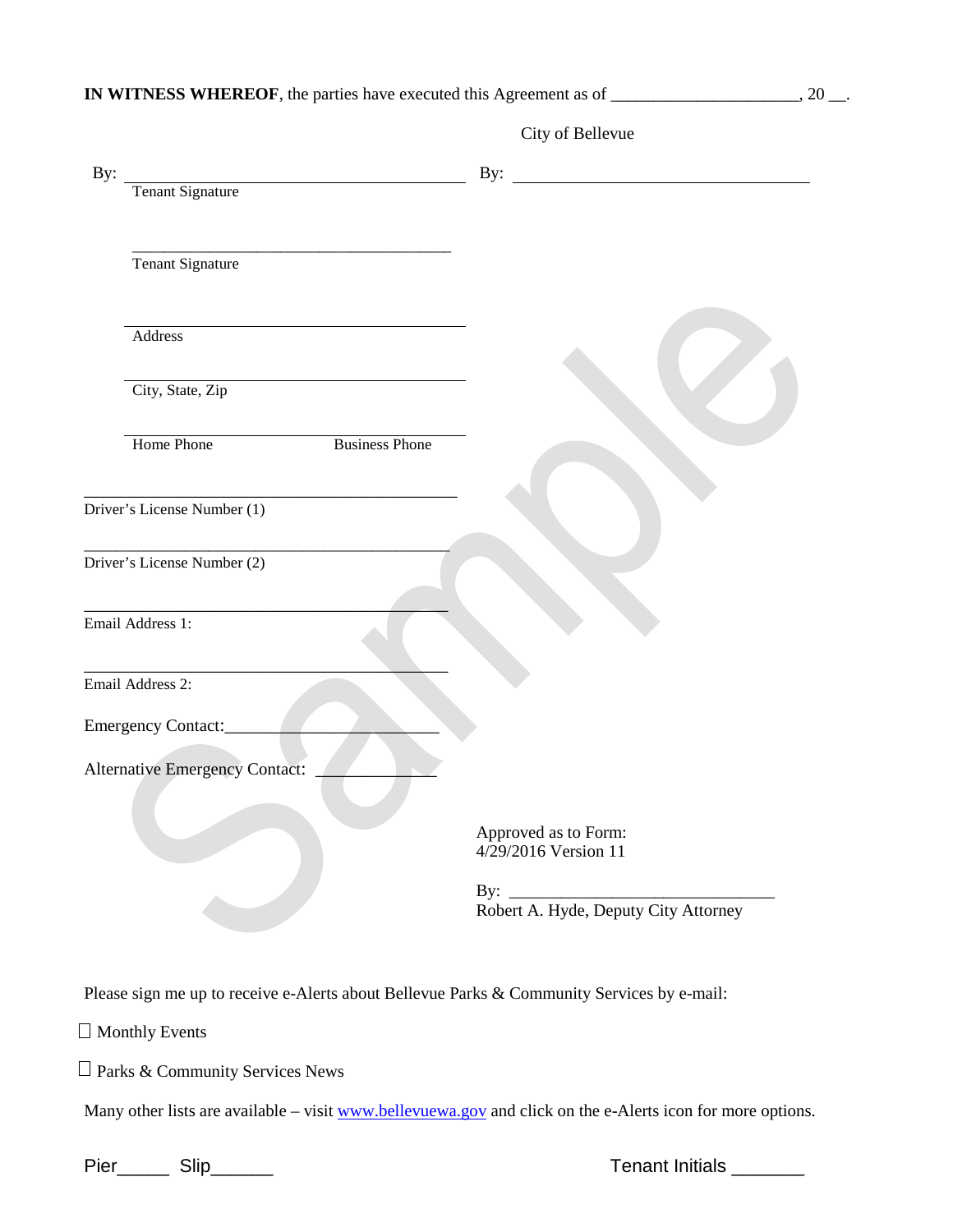**IN WITNESS WHEREOF**, the parties have executed this Agreement as of _____________________, 20 __.

City of Bellevue

By: ______________________________________ By: ______________________________________
Tenant Signature

______________________________________
Tenant Signature

______________________________________
Address

______________________________________
City, State, Zip

______________________________________
Home Phone Business Phone

______________________________________
Driver's License Number (1)

______________________________________
Driver's License Number (2)

______________________________________
Email Address 1:

______________________________________
Email Address 2:

Emergency Contact:_________________________

Alternative Emergency Contact: ______________

Approved as to Form:
4/29/2016 Version 11

By: ______________________________
Robert A. Hyde, Deputy City Attorney

Please sign me up to receive e-Alerts about Bellevue Parks & Community Services by e-mail:

☐ Monthly Events

☐ Parks & Community Services News

Many other lists are available – visit [www.bellevuewa.gov](http://www.bellevuewa.gov) and click on the e-Alerts icon for more options.

Pier_____ Slip______ Tenant Initials _______